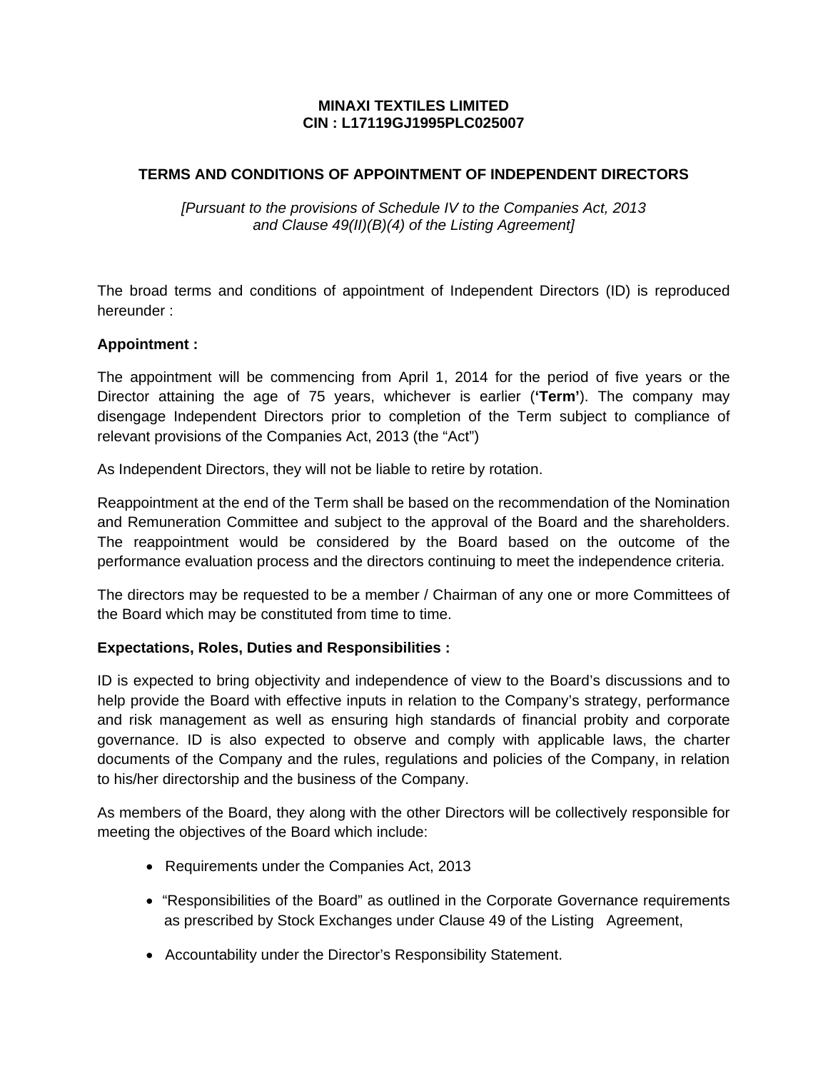**MINAXI TEXTILES LIMITED**
**CIN : L17119GJ1995PLC025007**

# TERMS AND CONDITIONS OF APPOINTMENT OF INDEPENDENT DIRECTORS

*[Pursuant to the provisions of Schedule IV to the Companies Act, 2013 and Clause 49(II)(B)(4) of the Listing Agreement]*

The broad terms and conditions of appointment of Independent Directors (ID) is reproduced hereunder :

**Appointment :**

The appointment will be commencing from April 1, 2014 for the period of five years or the Director attaining the age of 75 years, whichever is earlier (**'Term'**). The company may disengage Independent Directors prior to completion of the Term subject to compliance of relevant provisions of the Companies Act, 2013 (the "Act")

As Independent Directors, they will not be liable to retire by rotation.

Reappointment at the end of the Term shall be based on the recommendation of the Nomination and Remuneration Committee and subject to the approval of the Board and the shareholders. The reappointment would be considered by the Board based on the outcome of the performance evaluation process and the directors continuing to meet the independence criteria.

The directors may be requested to be a member / Chairman of any one or more Committees of the Board which may be constituted from time to time.

**Expectations, Roles, Duties and Responsibilities :**

ID is expected to bring objectivity and independence of view to the Board's discussions and to help provide the Board with effective inputs in relation to the Company's strategy, performance and risk management as well as ensuring high standards of financial probity and corporate governance. ID is also expected to observe and comply with applicable laws, the charter documents of the Company and the rules, regulations and policies of the Company, in relation to his/her directorship and the business of the Company.

As members of the Board, they along with the other Directors will be collectively responsible for meeting the objectives of the Board which include:

- Requirements under the Companies Act, 2013
- "Responsibilities of the Board" as outlined in the Corporate Governance requirements as prescribed by Stock Exchanges under Clause 49 of the Listing Agreement,
- Accountability under the Director's Responsibility Statement.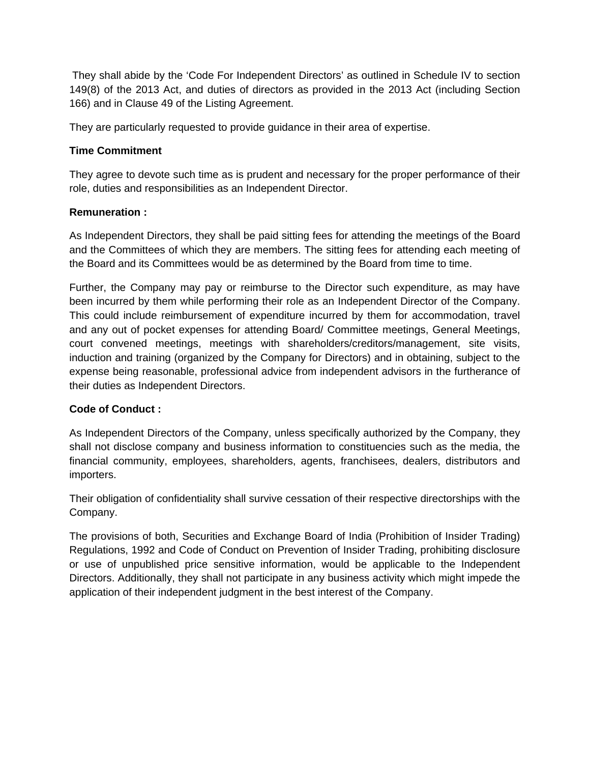They shall abide by the 'Code For Independent Directors' as outlined in Schedule IV to section 149(8) of the 2013 Act, and duties of directors as provided in the 2013 Act (including Section 166) and in Clause 49 of the Listing Agreement.

They are particularly requested to provide guidance in their area of expertise.

**Time Commitment**

They agree to devote such time as is prudent and necessary for the proper performance of their role, duties and responsibilities as an Independent Director.

**Remuneration :**

As Independent Directors, they shall be paid sitting fees for attending the meetings of the Board and the Committees of which they are members. The sitting fees for attending each meeting of the Board and its Committees would be as determined by the Board from time to time.

Further, the Company may pay or reimburse to the Director such expenditure, as may have been incurred by them while performing their role as an Independent Director of the Company. This could include reimbursement of expenditure incurred by them for accommodation, travel and any out of pocket expenses for attending Board/ Committee meetings, General Meetings, court convened meetings, meetings with shareholders/creditors/management, site visits, induction and training (organized by the Company for Directors) and in obtaining, subject to the expense being reasonable, professional advice from independent advisors in the furtherance of their duties as Independent Directors.

**Code of Conduct :**

As Independent Directors of the Company, unless specifically authorized by the Company, they shall not disclose company and business information to constituencies such as the media, the financial community, employees, shareholders, agents, franchisees, dealers, distributors and importers.

Their obligation of confidentiality shall survive cessation of their respective directorships with the Company.

The provisions of both, Securities and Exchange Board of India (Prohibition of Insider Trading) Regulations, 1992 and Code of Conduct on Prevention of Insider Trading, prohibiting disclosure or use of unpublished price sensitive information, would be applicable to the Independent Directors. Additionally, they shall not participate in any business activity which might impede the application of their independent judgment in the best interest of the Company.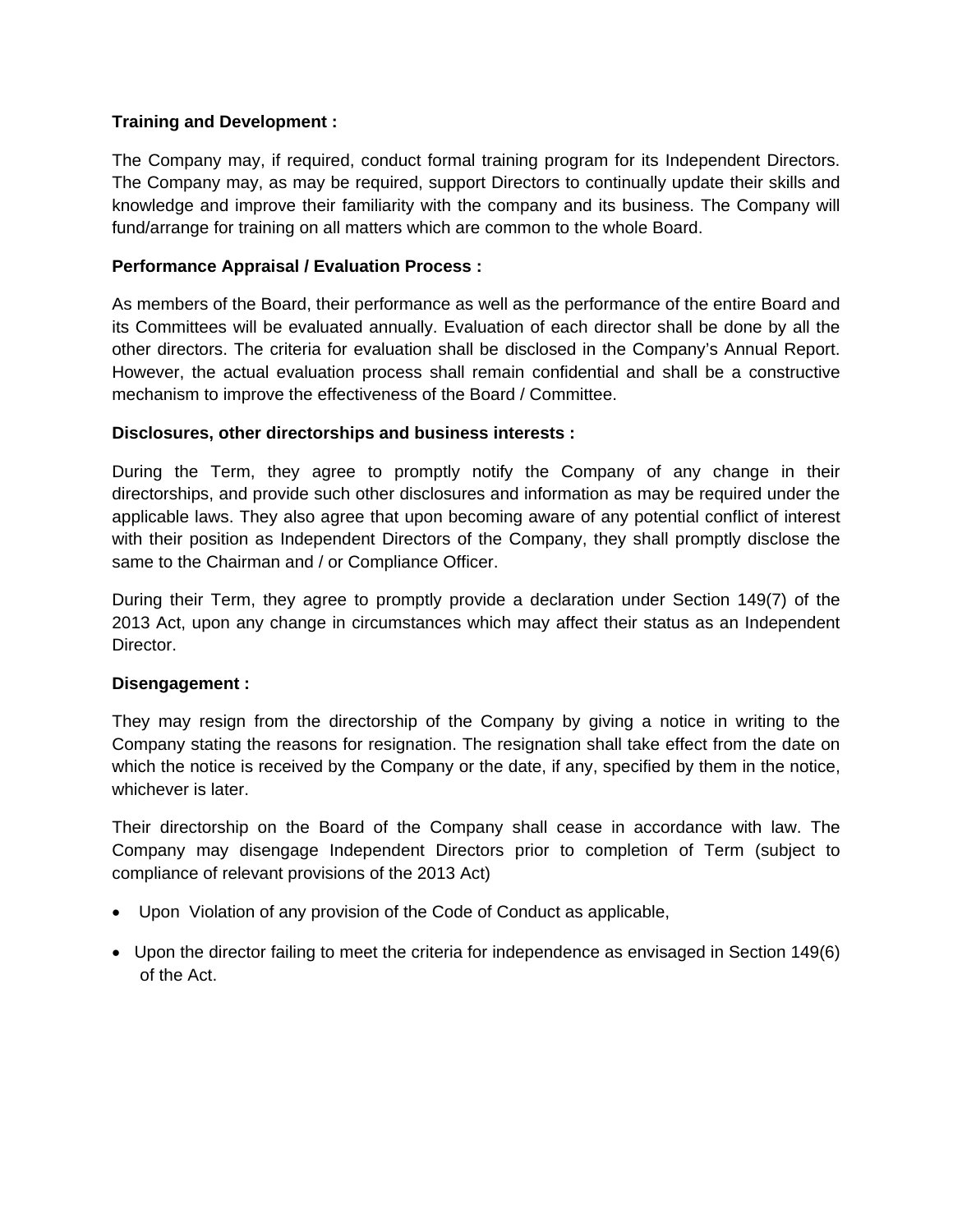**Training and Development :**

The Company may, if required, conduct formal training program for its Independent Directors. The Company may, as may be required, support Directors to continually update their skills and knowledge and improve their familiarity with the company and its business. The Company will fund/arrange for training on all matters which are common to the whole Board.

**Performance Appraisal / Evaluation Process :**

As members of the Board, their performance as well as the performance of the entire Board and its Committees will be evaluated annually. Evaluation of each director shall be done by all the other directors. The criteria for evaluation shall be disclosed in the Company's Annual Report. However, the actual evaluation process shall remain confidential and shall be a constructive mechanism to improve the effectiveness of the Board / Committee.

**Disclosures, other directorships and business interests :**

During the Term, they agree to promptly notify the Company of any change in their directorships, and provide such other disclosures and information as may be required under the applicable laws. They also agree that upon becoming aware of any potential conflict of interest with their position as Independent Directors of the Company, they shall promptly disclose the same to the Chairman and / or Compliance Officer.

During their Term, they agree to promptly provide a declaration under Section 149(7) of the 2013 Act, upon any change in circumstances which may affect their status as an Independent Director.

**Disengagement :**

They may resign from the directorship of the Company by giving a notice in writing to the Company stating the reasons for resignation. The resignation shall take effect from the date on which the notice is received by the Company or the date, if any, specified by them in the notice, whichever is later.

Their directorship on the Board of the Company shall cease in accordance with law. The Company may disengage Independent Directors prior to completion of Term (subject to compliance of relevant provisions of the 2013 Act)

- Upon Violation of any provision of the Code of Conduct as applicable,
- Upon the director failing to meet the criteria for independence as envisaged in Section 149(6) of the Act.